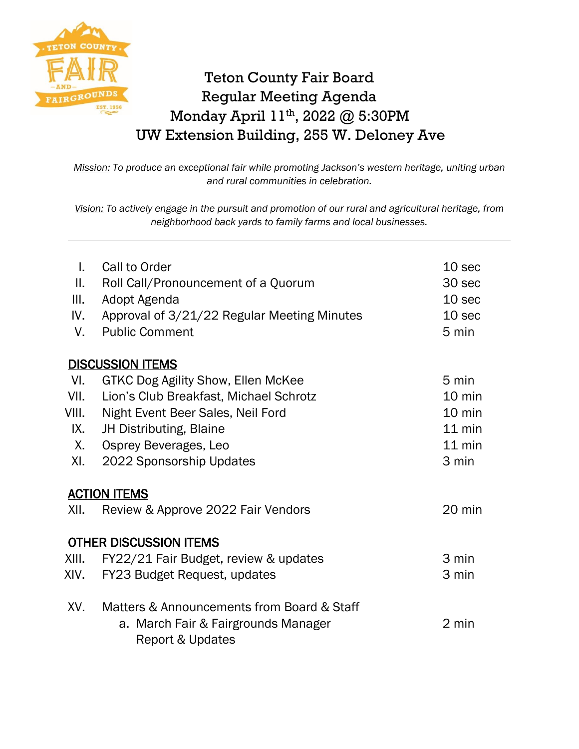# Teton County Fair Board
## Regular Meeting Agenda
### Monday April 11th, 2022 @ 5:30PM
### UW Extension Building, 255 W. Deloney Ave

*Mission: To produce an exceptional fair while promoting Jackson's western heritage, uniting urban and rural communities in celebration.*

*Vision: To actively engage in the pursuit and promotion of our rural and agricultural heritage, from neighborhood back yards to family farms and local businesses.*

---

| | | |
|---|---|---|
| I. | Call to Order | 10 sec |
| II. | Roll Call/Pronouncement of a Quorum | 30 sec |
| III. | Adopt Agenda | 10 sec |
| IV. | Approval of 3/21/22 Regular Meeting Minutes | 10 sec |
| V. | Public Comment | 5 min |

**DISCUSSION ITEMS**

| | | |
|---|---|---|
| VI. | GTKC Dog Agility Show, Ellen McKee | 5 min |
| VII. | Lion's Club Breakfast, Michael Schrotz | 10 min |
| VIII. | Night Event Beer Sales, Neil Ford | 10 min |
| IX. | JH Distributing, Blaine | 11 min |
| X. | Osprey Beverages, Leo | 11 min |
| XI. | 2022 Sponsorship Updates | 3 min |

**ACTION ITEMS**

| | | |
|---|---|---|
| XII. | Review & Approve 2022 Fair Vendors | 20 min |

**OTHER DISCUSSION ITEMS**

| | | |
|---|---|---|
| XIII. | FY22/21 Fair Budget, review & updates | 3 min |
| XIV. | FY23 Budget Request, updates | 3 min |

XV. Matters & Announcements from Board & Staff
   a. March Fair & Fairgrounds Manager Report & Updates — 2 min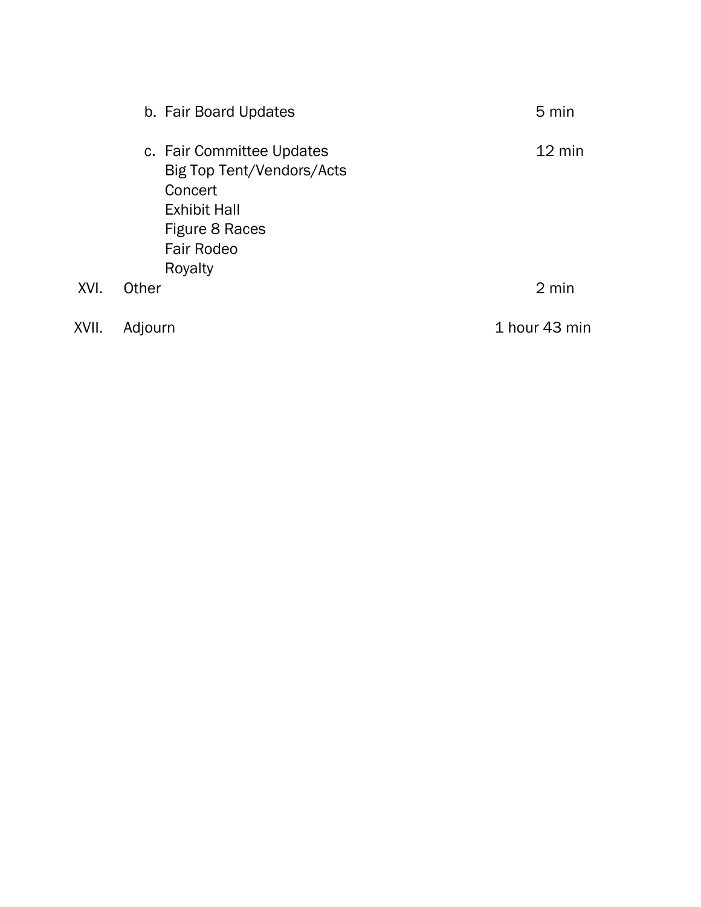b. Fair Board Updates — 5 min

c. Fair Committee Updates — 12 min
   Big Top Tent/Vendors/Acts
   Concert
   Exhibit Hall
   Figure 8 Races
   Fair Rodeo
   Royalty

XVI. Other — 2 min

XVII. Adjourn — 1 hour 43 min